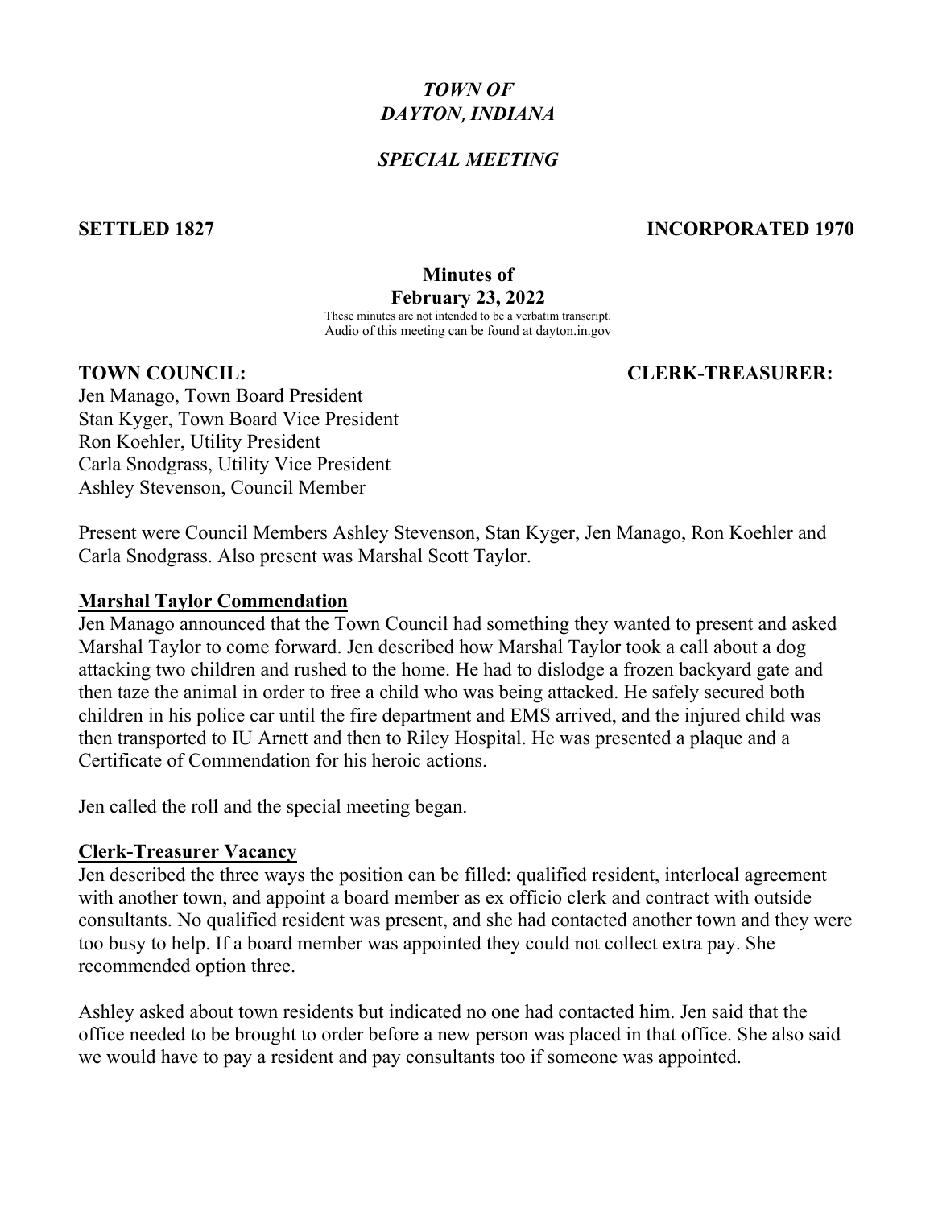# *TOWN OF DAYTON, INDIANA*

## *SPECIAL MEETING*

**SETTLED 1827** **INCORPORATED 1970**

**Minutes of**
**February 23, 2022**

These minutes are not intended to be a verbatim transcript.
Audio of this meeting can be found at dayton.in.gov

**TOWN COUNCIL:** **CLERK-TREASURER:**

Jen Manago, Town Board President
Stan Kyger, Town Board Vice President
Ron Koehler, Utility President
Carla Snodgrass, Utility Vice President
Ashley Stevenson, Council Member

Present were Council Members Ashley Stevenson, Stan Kyger, Jen Manago, Ron Koehler and Carla Snodgrass. Also present was Marshal Scott Taylor.

**Marshal Taylor Commendation**

Jen Manago announced that the Town Council had something they wanted to present and asked Marshal Taylor to come forward. Jen described how Marshal Taylor took a call about a dog attacking two children and rushed to the home. He had to dislodge a frozen backyard gate and then taze the animal in order to free a child who was being attacked. He safely secured both children in his police car until the fire department and EMS arrived, and the injured child was then transported to IU Arnett and then to Riley Hospital. He was presented a plaque and a Certificate of Commendation for his heroic actions.

Jen called the roll and the special meeting began.

**Clerk-Treasurer Vacancy**

Jen described the three ways the position can be filled: qualified resident, interlocal agreement with another town, and appoint a board member as ex officio clerk and contract with outside consultants. No qualified resident was present, and she had contacted another town and they were too busy to help. If a board member was appointed they could not collect extra pay. She recommended option three.

Ashley asked about town residents but indicated no one had contacted him. Jen said that the office needed to be brought to order before a new person was placed in that office. She also said we would have to pay a resident and pay consultants too if someone was appointed.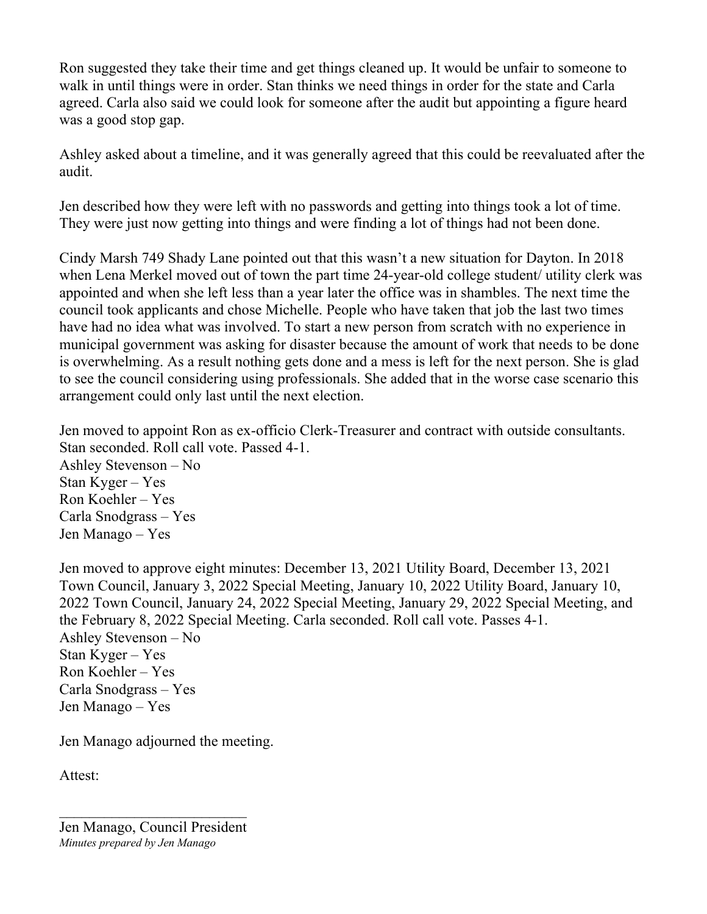Ron suggested they take their time and get things cleaned up. It would be unfair to someone to walk in until things were in order. Stan thinks we need things in order for the state and Carla agreed. Carla also said we could look for someone after the audit but appointing a figure heard was a good stop gap.

Ashley asked about a timeline, and it was generally agreed that this could be reevaluated after the audit.

Jen described how they were left with no passwords and getting into things took a lot of time. They were just now getting into things and were finding a lot of things had not been done.

Cindy Marsh 749 Shady Lane pointed out that this wasn't a new situation for Dayton. In 2018 when Lena Merkel moved out of town the part time 24-year-old college student/ utility clerk was appointed and when she left less than a year later the office was in shambles. The next time the council took applicants and chose Michelle. People who have taken that job the last two times have had no idea what was involved. To start a new person from scratch with no experience in municipal government was asking for disaster because the amount of work that needs to be done is overwhelming. As a result nothing gets done and a mess is left for the next person. She is glad to see the council considering using professionals. She added that in the worse case scenario this arrangement could only last until the next election.

Jen moved to appoint Ron as ex-officio Clerk-Treasurer and contract with outside consultants. Stan seconded. Roll call vote. Passed 4-1.
Ashley Stevenson – No
Stan Kyger – Yes
Ron Koehler – Yes
Carla Snodgrass – Yes
Jen Manago – Yes

Jen moved to approve eight minutes: December 13, 2021 Utility Board, December 13, 2021 Town Council, January 3, 2022 Special Meeting, January 10, 2022 Utility Board, January 10, 2022 Town Council, January 24, 2022 Special Meeting, January 29, 2022 Special Meeting, and the February 8, 2022 Special Meeting. Carla seconded. Roll call vote. Passes 4-1.
Ashley Stevenson – No
Stan Kyger – Yes
Ron Koehler – Yes
Carla Snodgrass – Yes
Jen Manago – Yes

Jen Manago adjourned the meeting.

Attest:

\_\_\_\_\_\_\_\_\_\_\_\_\_\_\_\_\_\_\_\_\_\_\_\_\_\_

Jen Manago, Council President
*Minutes prepared by Jen Manago*